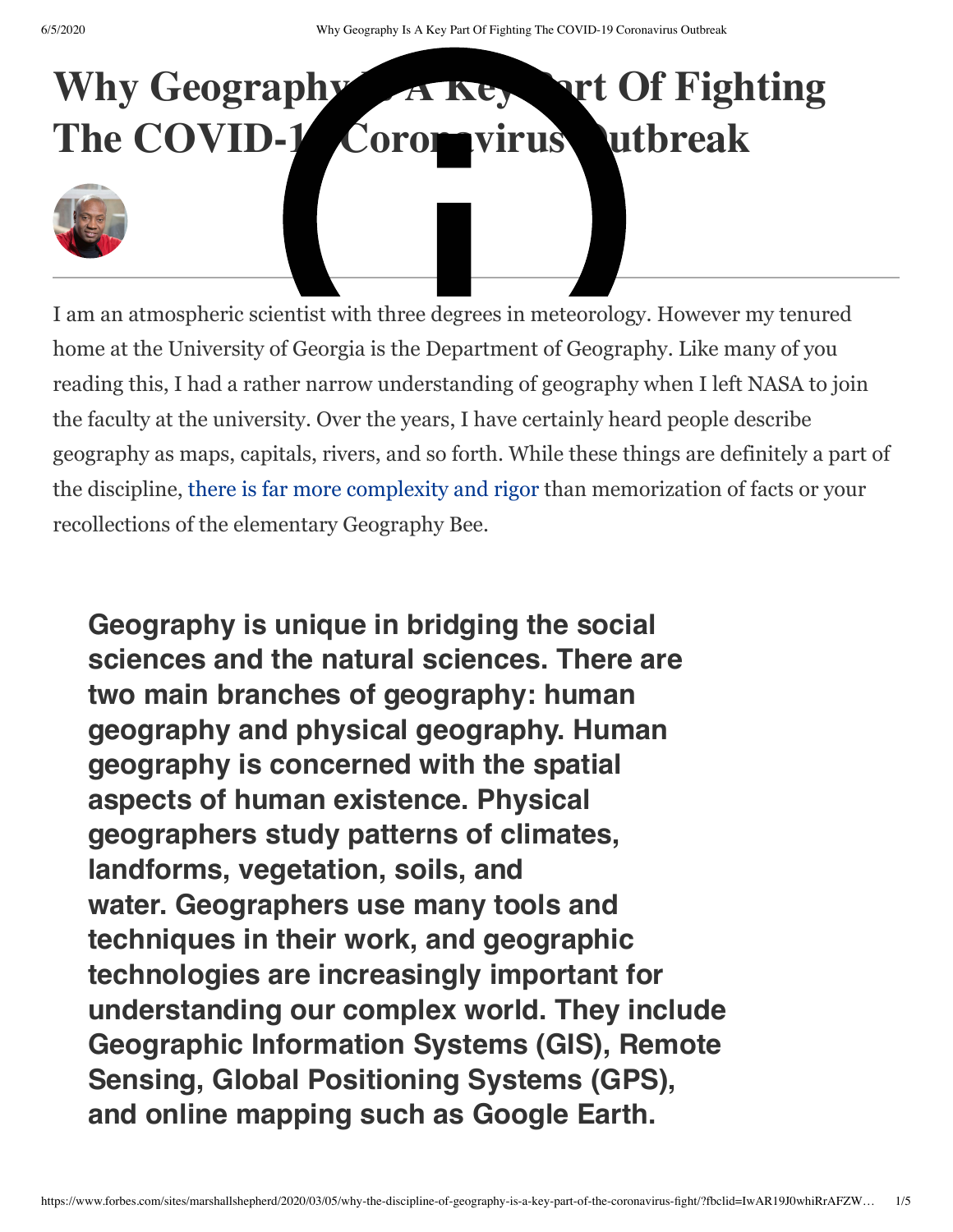# Why Geography Is A Key Part Of Fighting The COVID-19 Coronavirus Outbreak

I am an atmospheric scientist with three degrees in meteorology. However my tenured home at the University of Georgia is the Department of Geography. Like many of you reading this, I had a rather narrow understanding of geography when I left NASA to join the faculty at the university. Over the years, I have certainly heard people describe geography as maps, capitals, rivers, and so forth. While these things are definitely a part of the discipline, there is far more complexity and rigor than memorization of facts or your recollections of the elementary Geography Bee.

> **Geography is unique in bridging the social sciences and the natural sciences. There are two main branches of geography: human geography and physical geography. Human geography is concerned with the spatial aspects of human existence. Physical geographers study patterns of climates, landforms, vegetation, soils, and water. Geographers use many tools and techniques in their work, and geographic technologies are increasingly important for understanding our complex world. They include Geographic Information Systems (GIS), Remote Sensing, Global Positioning Systems (GPS), and online mapping such as Google Earth.**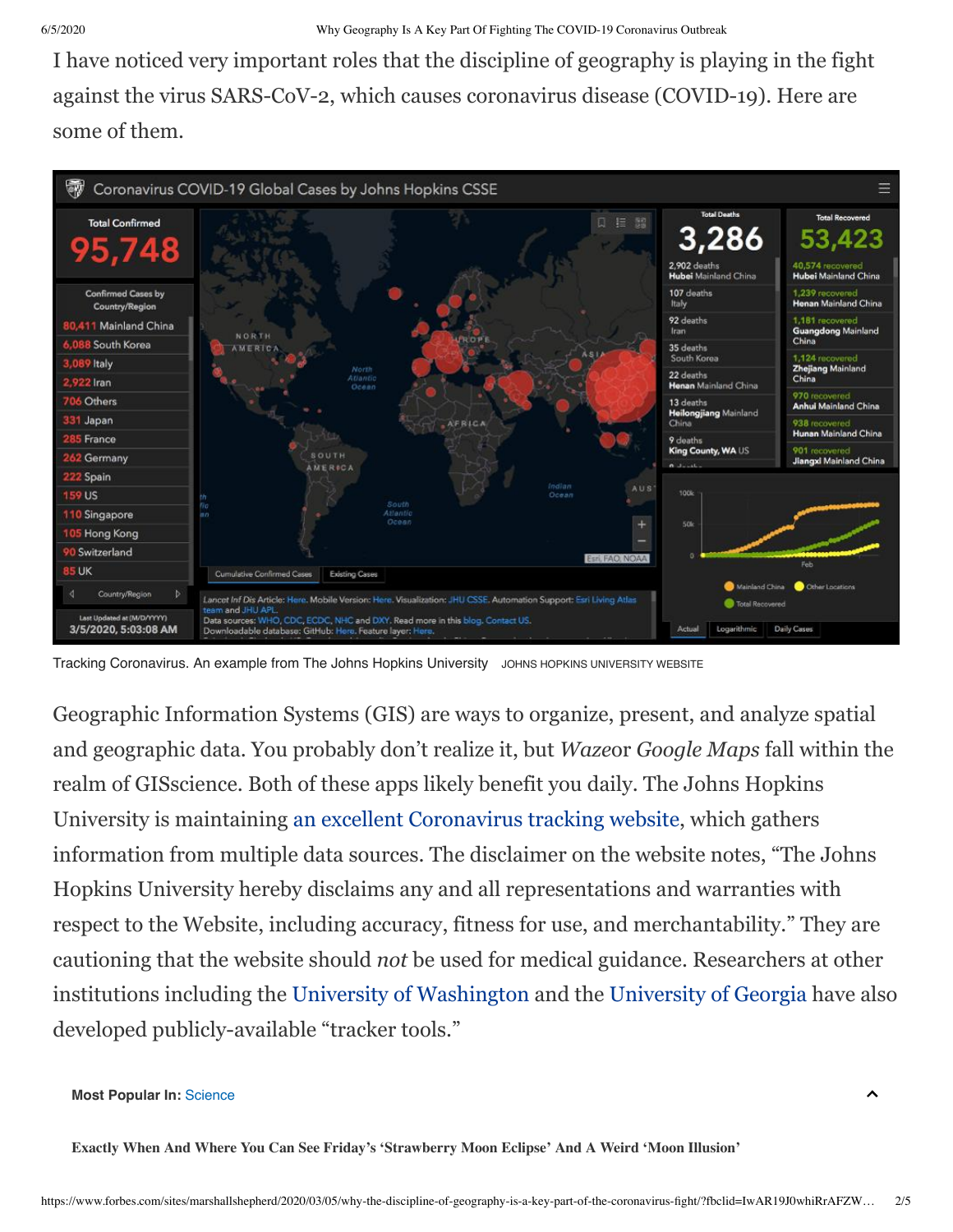I have noticed very important roles that the discipline of geography is playing in the fight against the virus SARS-CoV-2, which causes coronavirus disease (COVID-19). Here are some of them.

Tracking Coronavirus. An example from The Johns Hopkins University JOHNS HOPKINS UNIVERSITY WEBSITE

Geographic Information Systems (GIS) are ways to organize, present, and analyze spatial and geographic data. You probably don't realize it, but *Waze*or *Google Maps* fall within the realm of GISscience. Both of these apps likely benefit you daily. The Johns Hopkins University is maintaining an excellent Coronavirus tracking website, which gathers information from multiple data sources. The disclaimer on the website notes, "The Johns Hopkins University hereby disclaims any and all representations and warranties with respect to the Website, including accuracy, fitness for use, and merchantability." They are cautioning that the website should *not* be used for medical guidance. Researchers at other institutions including the University of Washington and the University of Georgia have also developed publicly-available "tracker tools."

**Most Popular In:** Science

**Exactly When And Where You Can See Friday's 'Strawberry Moon Eclipse' And A Weird 'Moon Illusion'**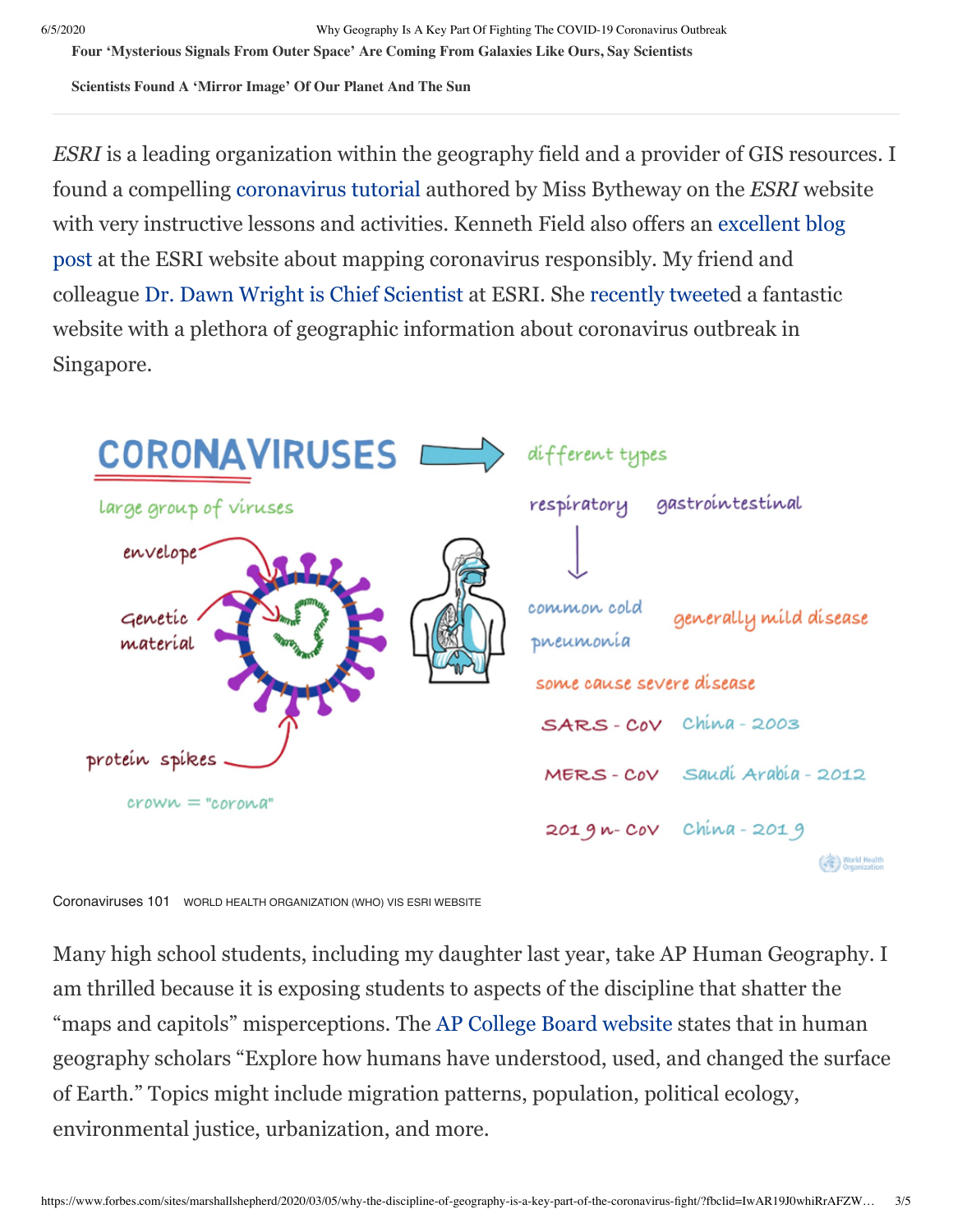Four 'Mysterious Signals From Outer Space' Are Coming From Galaxies Like Ours, Say Scientists

Scientists Found A 'Mirror Image' Of Our Planet And The Sun

*ESRI* is a leading organization within the geography field and a provider of GIS resources. I found a compelling coronavirus tutorial authored by Miss Bytheway on the *ESRI* website with very instructive lessons and activities. Kenneth Field also offers an excellent blog post at the ESRI website about mapping coronavirus responsibly. My friend and colleague Dr. Dawn Wright is Chief Scientist at ESRI. She recently tweeted a fantastic website with a plethora of geographic information about coronavirus outbreak in Singapore.

Coronaviruses 101 WORLD HEALTH ORGANIZATION (WHO) VIS ESRI WEBSITE

Many high school students, including my daughter last year, take AP Human Geography. I am thrilled because it is exposing students to aspects of the discipline that shatter the "maps and capitols" misperceptions. The AP College Board website states that in human geography scholars "Explore how humans have understood, used, and changed the surface of Earth." Topics might include migration patterns, population, political ecology, environmental justice, urbanization, and more.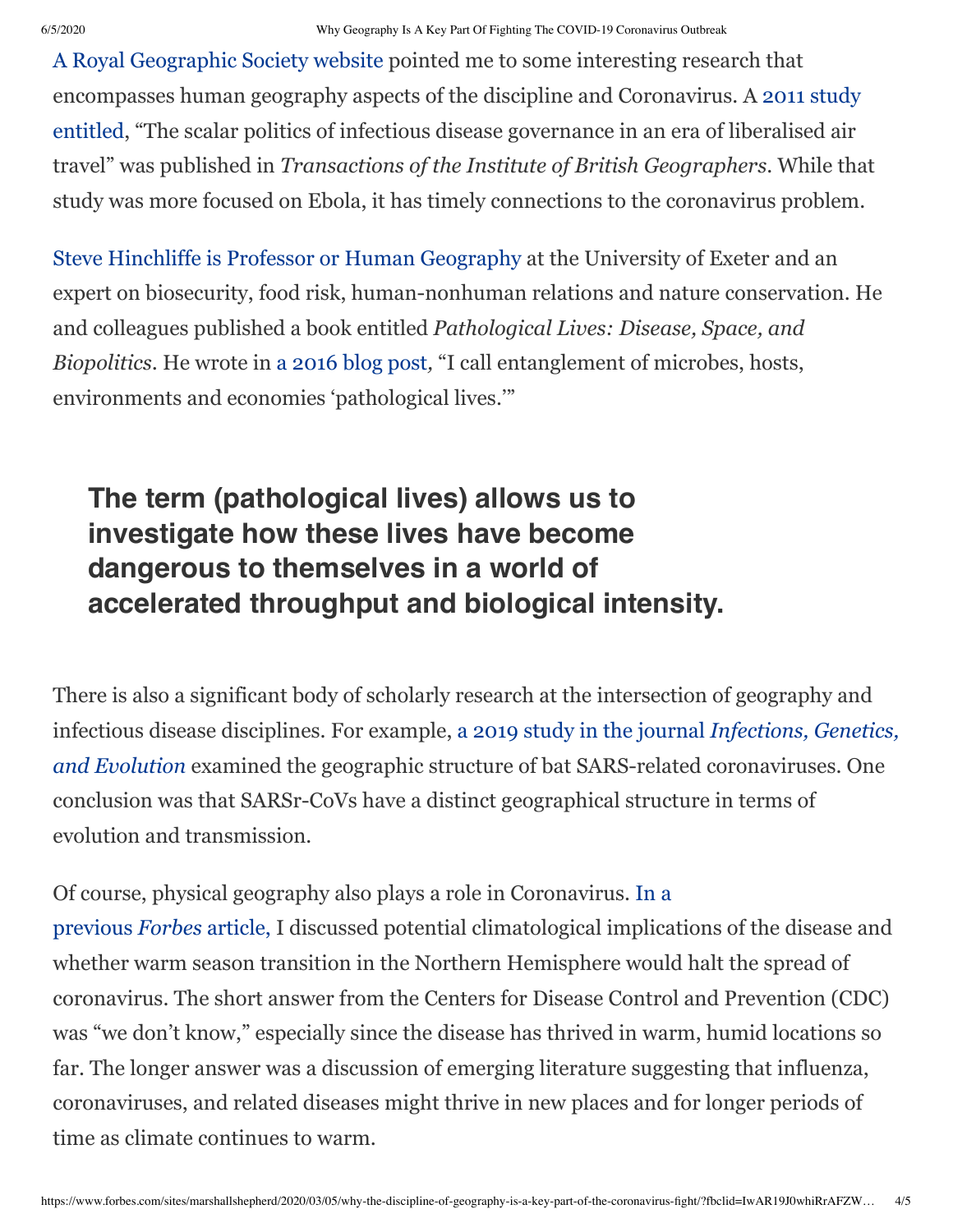A Royal Geographic Society website pointed me to some interesting research that encompasses human geography aspects of the discipline and Coronavirus. A 2011 study entitled, "The scalar politics of infectious disease governance in an era of liberalised air travel" was published in *Transactions of the Institute of British Geographers*. While that study was more focused on Ebola, it has timely connections to the coronavirus problem.

Steve Hinchliffe is Professor or Human Geography at the University of Exeter and an expert on biosecurity, food risk, human-nonhuman relations and nature conservation. He and colleagues published a book entitled *Pathological Lives: Disease, Space, and Biopolitics*. He wrote in a 2016 blog post, "I call entanglement of microbes, hosts, environments and economies 'pathological lives.'"

> **The term (pathological lives) allows us to investigate how these lives have become dangerous to themselves in a world of accelerated throughput and biological intensity.**

There is also a significant body of scholarly research at the intersection of geography and infectious disease disciplines. For example, a 2019 study in the journal *Infections, Genetics, and Evolution* examined the geographic structure of bat SARS-related coronaviruses. One conclusion was that SARSr-CoVs have a distinct geographical structure in terms of evolution and transmission.

Of course, physical geography also plays a role in Coronavirus. In a previous *Forbes* article, I discussed potential climatological implications of the disease and whether warm season transition in the Northern Hemisphere would halt the spread of coronavirus. The short answer from the Centers for Disease Control and Prevention (CDC) was "we don't know," especially since the disease has thrived in warm, humid locations so far. The longer answer was a discussion of emerging literature suggesting that influenza, coronaviruses, and related diseases might thrive in new places and for longer periods of time as climate continues to warm.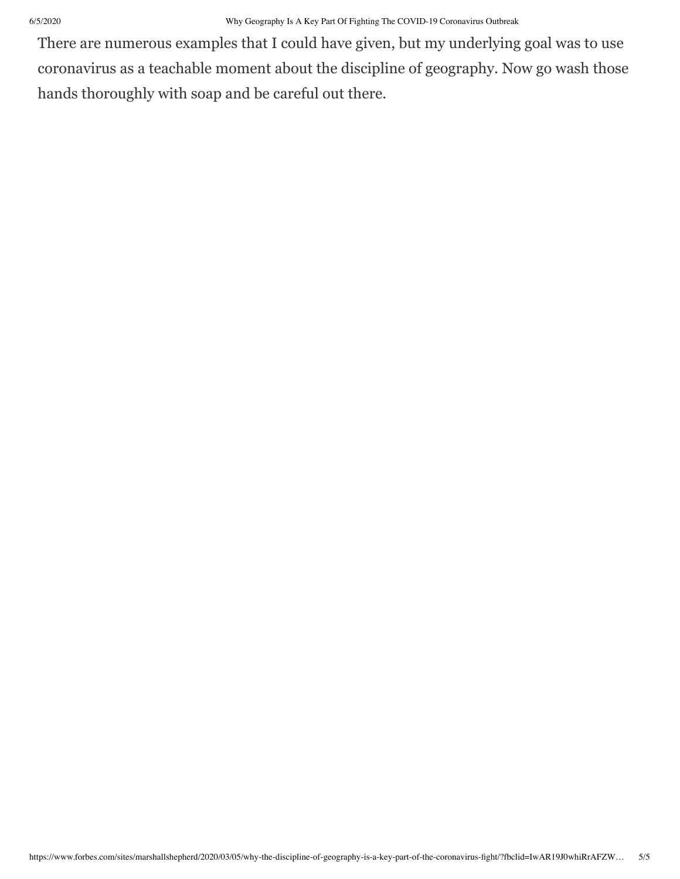There are numerous examples that I could have given, but my underlying goal was to use coronavirus as a teachable moment about the discipline of geography. Now go wash those hands thoroughly with soap and be careful out there.